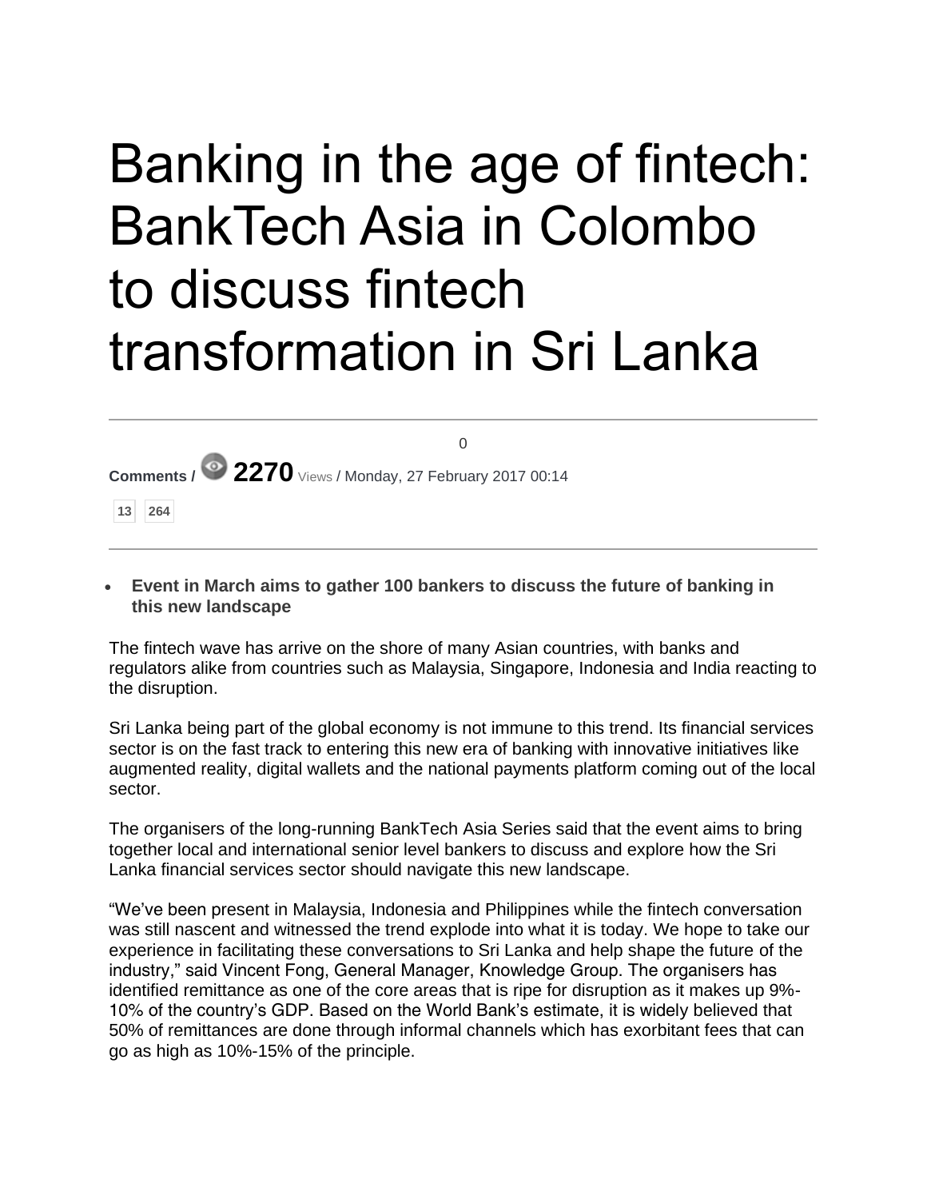# Banking in the age of fintech: BankTech Asia in Colombo to discuss fintech transformation in Sri Lanka

0

**Comments /** **2270** Views / Monday, 27 February 2017 00:14

13 264

- **Event in March aims to gather 100 bankers to discuss the future of banking in this new landscape**

The fintech wave has arrive on the shore of many Asian countries, with banks and regulators alike from countries such as Malaysia, Singapore, Indonesia and India reacting to the disruption.

Sri Lanka being part of the global economy is not immune to this trend. Its financial services sector is on the fast track to entering this new era of banking with innovative initiatives like augmented reality, digital wallets and the national payments platform coming out of the local sector.

The organisers of the long-running BankTech Asia Series said that the event aims to bring together local and international senior level bankers to discuss and explore how the Sri Lanka financial services sector should navigate this new landscape.

"We've been present in Malaysia, Indonesia and Philippines while the fintech conversation was still nascent and witnessed the trend explode into what it is today. We hope to take our experience in facilitating these conversations to Sri Lanka and help shape the future of the industry," said Vincent Fong, General Manager, Knowledge Group. The organisers has identified remittance as one of the core areas that is ripe for disruption as it makes up 9%-10% of the country's GDP. Based on the World Bank's estimate, it is widely believed that 50% of remittances are done through informal channels which has exorbitant fees that can go as high as 10%-15% of the principle.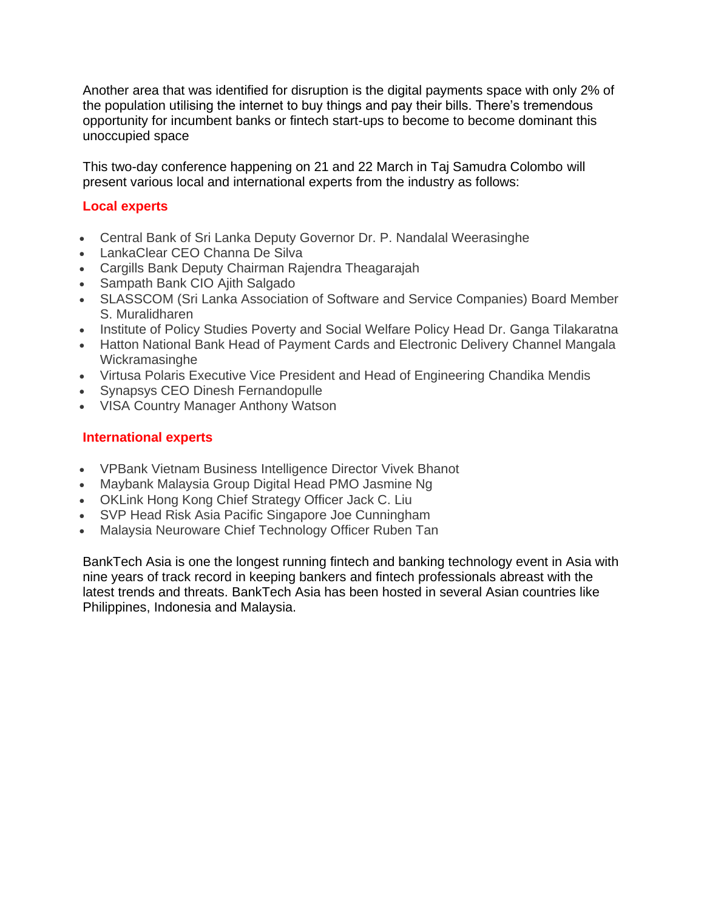Another area that was identified for disruption is the digital payments space with only 2% of the population utilising the internet to buy things and pay their bills. There's tremendous opportunity for incumbent banks or fintech start-ups to become to become dominant this unoccupied space

This two-day conference happening on 21 and 22 March in Taj Samudra Colombo will present various local and international experts from the industry as follows:

**Local experts**

- Central Bank of Sri Lanka Deputy Governor Dr. P. Nandalal Weerasinghe
- LankaClear CEO Channa De Silva
- Cargills Bank Deputy Chairman Rajendra Theagarajah
- Sampath Bank CIO Ajith Salgado
- SLASSCOM (Sri Lanka Association of Software and Service Companies) Board Member S. Muralidharen
- Institute of Policy Studies Poverty and Social Welfare Policy Head Dr. Ganga Tilakaratna
- Hatton National Bank Head of Payment Cards and Electronic Delivery Channel Mangala Wickramasinghe
- Virtusa Polaris Executive Vice President and Head of Engineering Chandika Mendis
- Synapsys CEO Dinesh Fernandopulle
- VISA Country Manager Anthony Watson

**International experts**

- VPBank Vietnam Business Intelligence Director Vivek Bhanot
- Maybank Malaysia Group Digital Head PMO Jasmine Ng
- OKLink Hong Kong Chief Strategy Officer Jack C. Liu
- SVP Head Risk Asia Pacific Singapore Joe Cunningham
- Malaysia Neuroware Chief Technology Officer Ruben Tan

BankTech Asia is one the longest running fintech and banking technology event in Asia with nine years of track record in keeping bankers and fintech professionals abreast with the latest trends and threats. BankTech Asia has been hosted in several Asian countries like Philippines, Indonesia and Malaysia.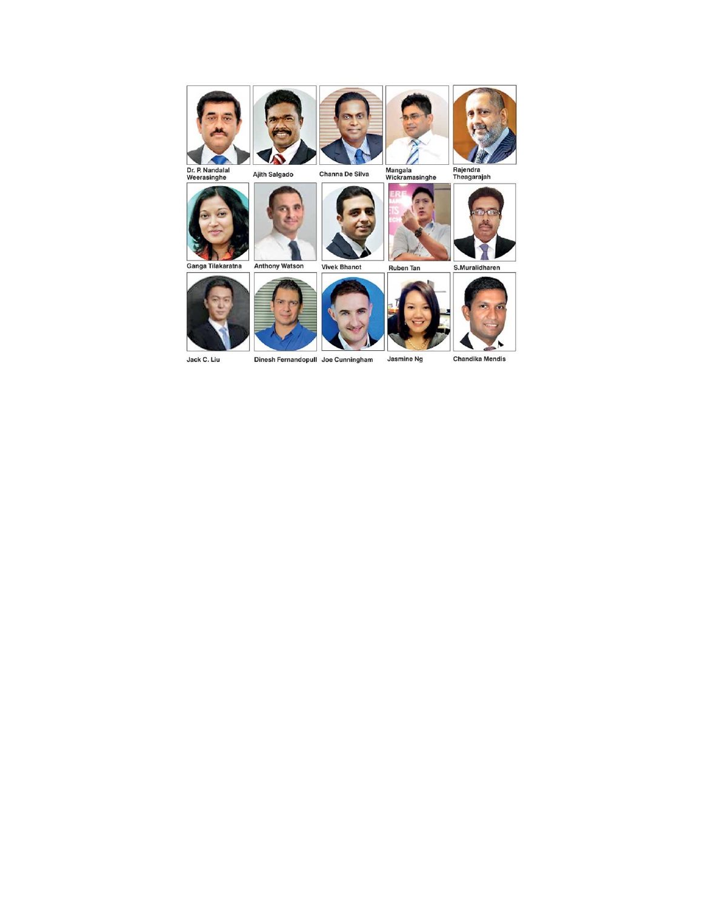Dr. P. Nandalal Weerasinghe

Ajith Salgado

Channa De Silva

Mangala Wickramasinghe

Rajendra Theagarajah

Ganga Tilakaratna

Anthony Watson

Vivek Bhanot

Ruben Tan

S.Muralidharen

Jack C. Liu

Dinesh Fernandopull

Joe Cunningham

Jasmine Ng

Chandika Mendis